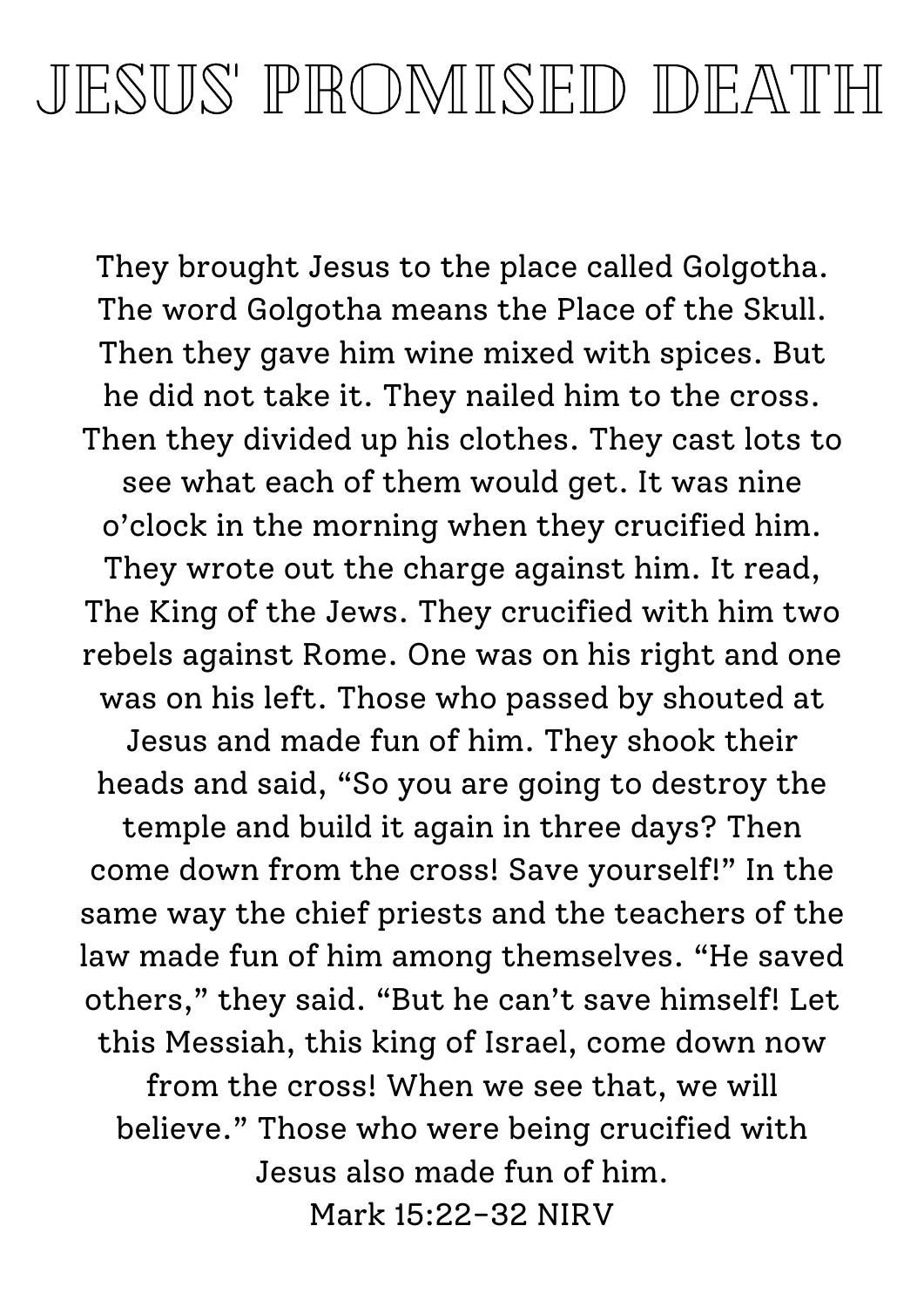# JESUS' PROMISED DEATH

They brought Jesus to the place called Golgotha. The word Golgotha means the Place of the Skull. Then they gave him wine mixed with spices. But he did not take it. They nailed him to the cross. Then they divided up his clothes. They cast lots to see what each of them would get. It was nine o'clock in the morning when they crucified him. They wrote out the charge against him. It read, The King of the Jews. They crucified with him two rebels against Rome. One was on his right and one was on his left. Those who passed by shouted at Jesus and made fun of him. They shook their heads and said, "So you are going to destroy the temple and build it again in three days? Then come down from the cross! Save yourself!" In the same way the chief priests and the teachers of the law made fun of him among themselves. "He saved others," they said. "But he can't save himself! Let this Messiah, this king of Israel, come down now from the cross! When we see that, we will believe." Those who were being crucified with Jesus also made fun of him.

Mark 15:22-32 NIRV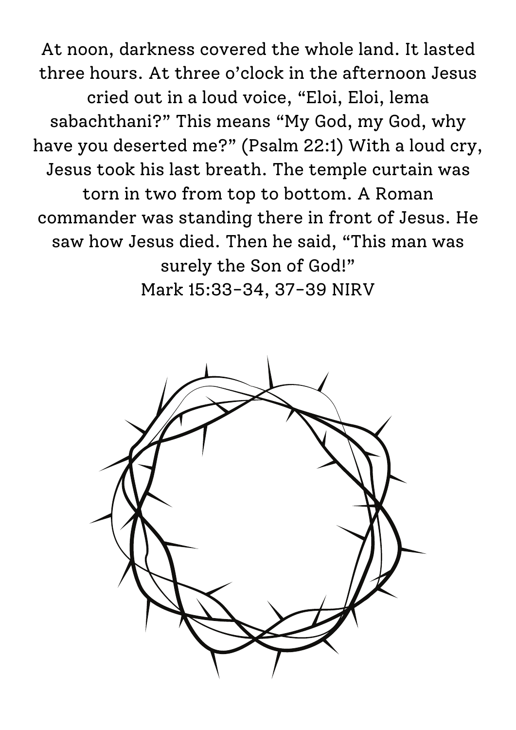At noon, darkness covered the whole land. It lasted three hours. At three o'clock in the afternoon Jesus cried out in a loud voice, "Eloi, Eloi, lema sabachthani?" This means "My God, my God, why have you deserted me?" (Psalm 22:1) With a loud cry, Jesus took his last breath. The temple curtain was torn in two from top to bottom. A Roman commander was standing there in front of Jesus. He saw how Jesus died. Then he said, "This man was surely the Son of God!"

Mark 15:33-34, 37-39 NIRV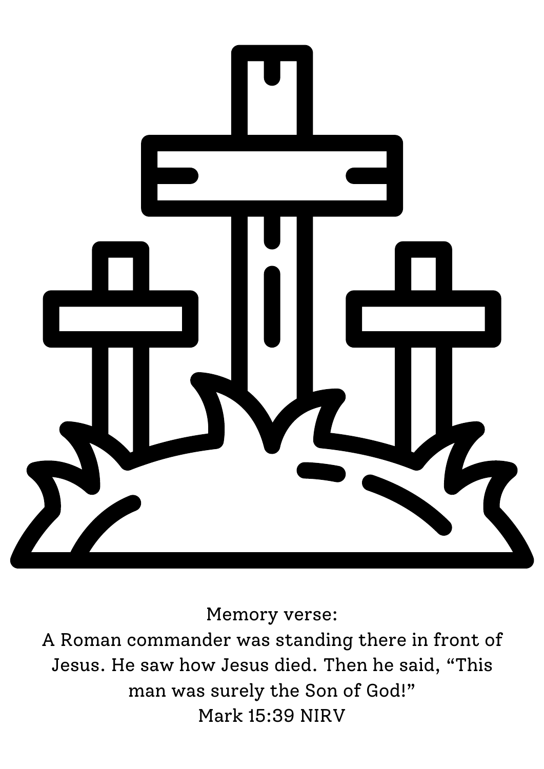Memory verse:

A Roman commander was standing there in front of Jesus. He saw how Jesus died. Then he said, “This man was surely the Son of God!”

Mark 15:39 NIRV